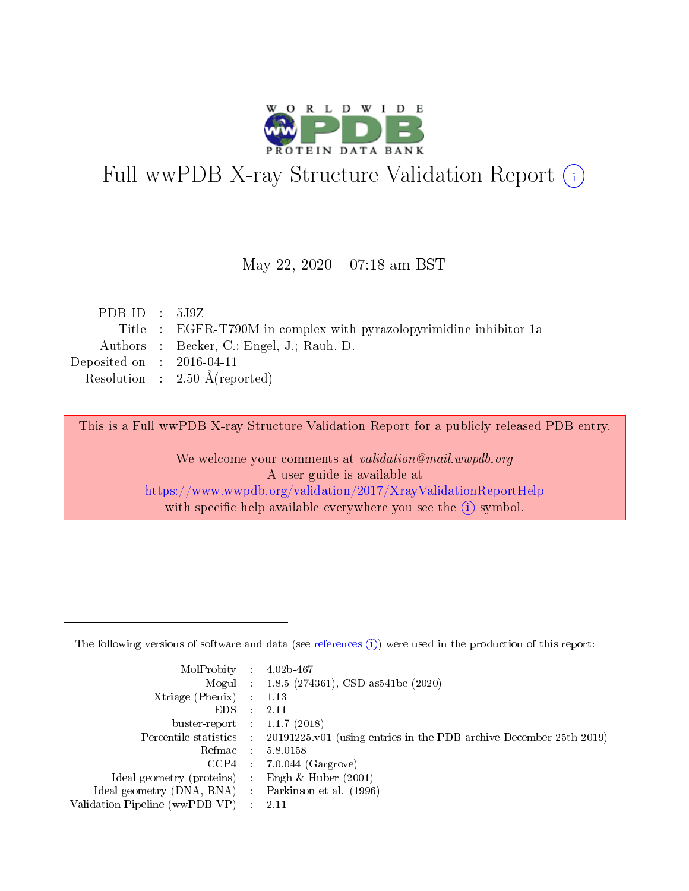# Full wwPDB X-ray Structure Validation Report (i)

May 22, 2020 – 07:18 am BST

| | | |
|---|---|---|
| PDB ID | : | 5J9Z |
| Title | : | EGFR-T790M in complex with pyrazolopyrimidine inhibitor 1a |
| Authors | : | Becker, C.; Engel, J.; Rauh, D. |
| Deposited on | : | 2016-04-11 |
| Resolution | : | 2.50 Å(reported) |

This is a Full wwPDB X-ray Structure Validation Report for a publicly released PDB entry.

We welcome your comments at *validation@mail.wwpdb.org*
A user guide is available at
https://www.wwpdb.org/validation/2017/XrayValidationReportHelp
with specific help available everywhere you see the (i) symbol.

The following versions of software and data (see references (i)) were used in the production of this report:

| | | |
|---|---|---|
| MolProbity | : | 4.02b-467 |
| Mogul | : | 1.8.5 (274361), CSD as541be (2020) |
| Xtriage (Phenix) | : | 1.13 |
| EDS | : | 2.11 |
| buster-report | : | 1.1.7 (2018) |
| Percentile statistics | : | 20191225.v01 (using entries in the PDB archive December 25th 2019) |
| Refmac | : | 5.8.0158 |
| CCP4 | : | 7.0.044 (Gargrove) |
| Ideal geometry (proteins) | : | Engh & Huber (2001) |
| Ideal geometry (DNA, RNA) | : | Parkinson et al. (1996) |
| Validation Pipeline (wwPDB-VP) | : | 2.11 |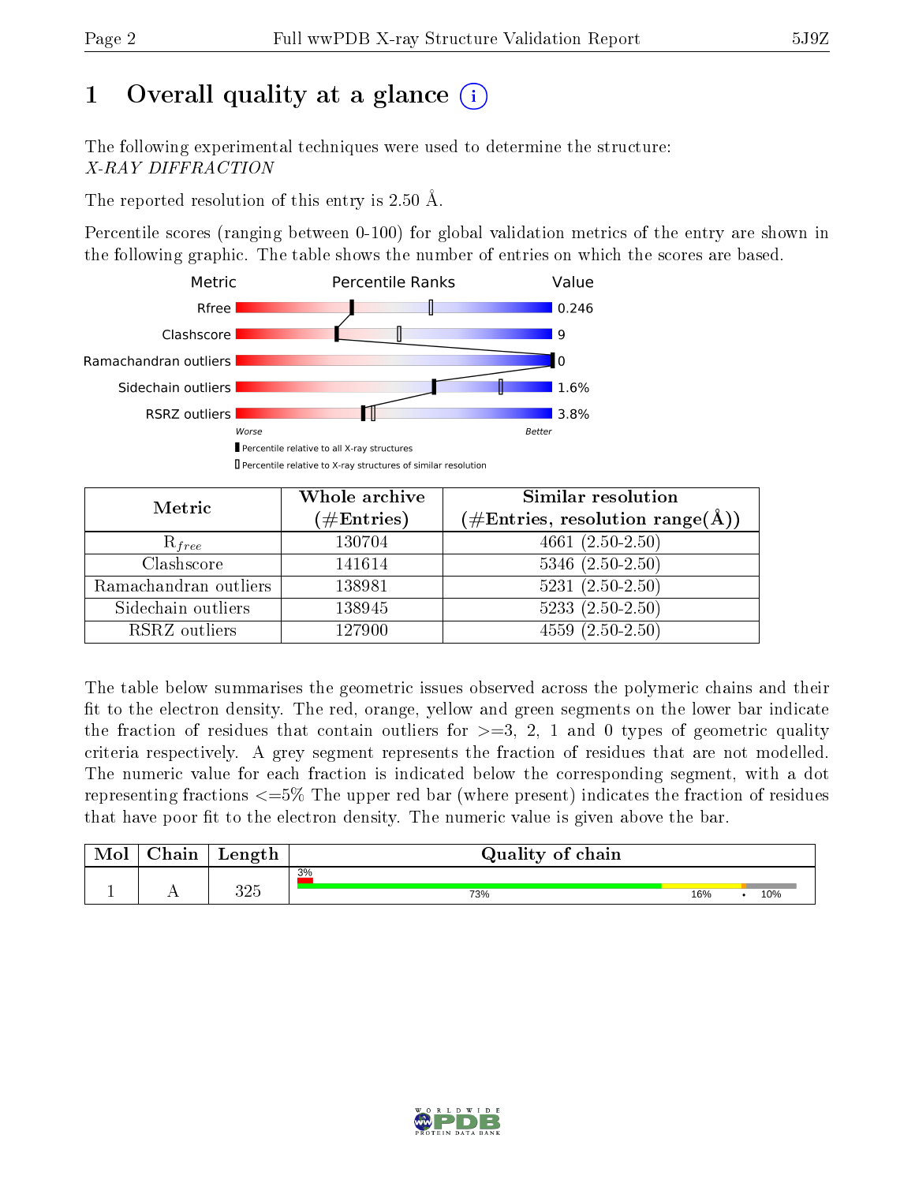# 1 Overall quality at a glance (i)

The following experimental techniques were used to determine the structure:
*X-RAY DIFFRACTION*

The reported resolution of this entry is 2.50 Å.

Percentile scores (ranging between 0-100) for global validation metrics of the entry are shown in the following graphic. The table shows the number of entries on which the scores are based.

| Metric | Value |
|---|---|
| Rfree | 0.246 |
| Clashscore | 9 |
| Ramachandran outliers | 0 |
| Sidechain outliers | 1.6% |
| RSRZ outliers | 3.8% |

| Metric | Whole archive (#Entries) | Similar resolution (#Entries, resolution range(Å)) |
|---|---|---|
| $R_{free}$ | 130704 | 4661 (2.50-2.50) |
| Clashscore | 141614 | 5346 (2.50-2.50) |
| Ramachandran outliers | 138981 | 5231 (2.50-2.50) |
| Sidechain outliers | 138945 | 5233 (2.50-2.50) |
| RSRZ outliers | 127900 | 4559 (2.50-2.50) |

The table below summarises the geometric issues observed across the polymeric chains and their fit to the electron density. The red, orange, yellow and green segments on the lower bar indicate the fraction of residues that contain outliers for >=3, 2, 1 and 0 types of geometric quality criteria respectively. A grey segment represents the fraction of residues that are not modelled. The numeric value for each fraction is indicated below the corresponding segment, with a dot representing fractions <=5% The upper red bar (where present) indicates the fraction of residues that have poor fit to the electron density. The numeric value is given above the bar.

| Mol | Chain | Length | Quality of chain |
|---|---|---|---|
| 1 | A | 325 | 3% / 73% 16% • 10% |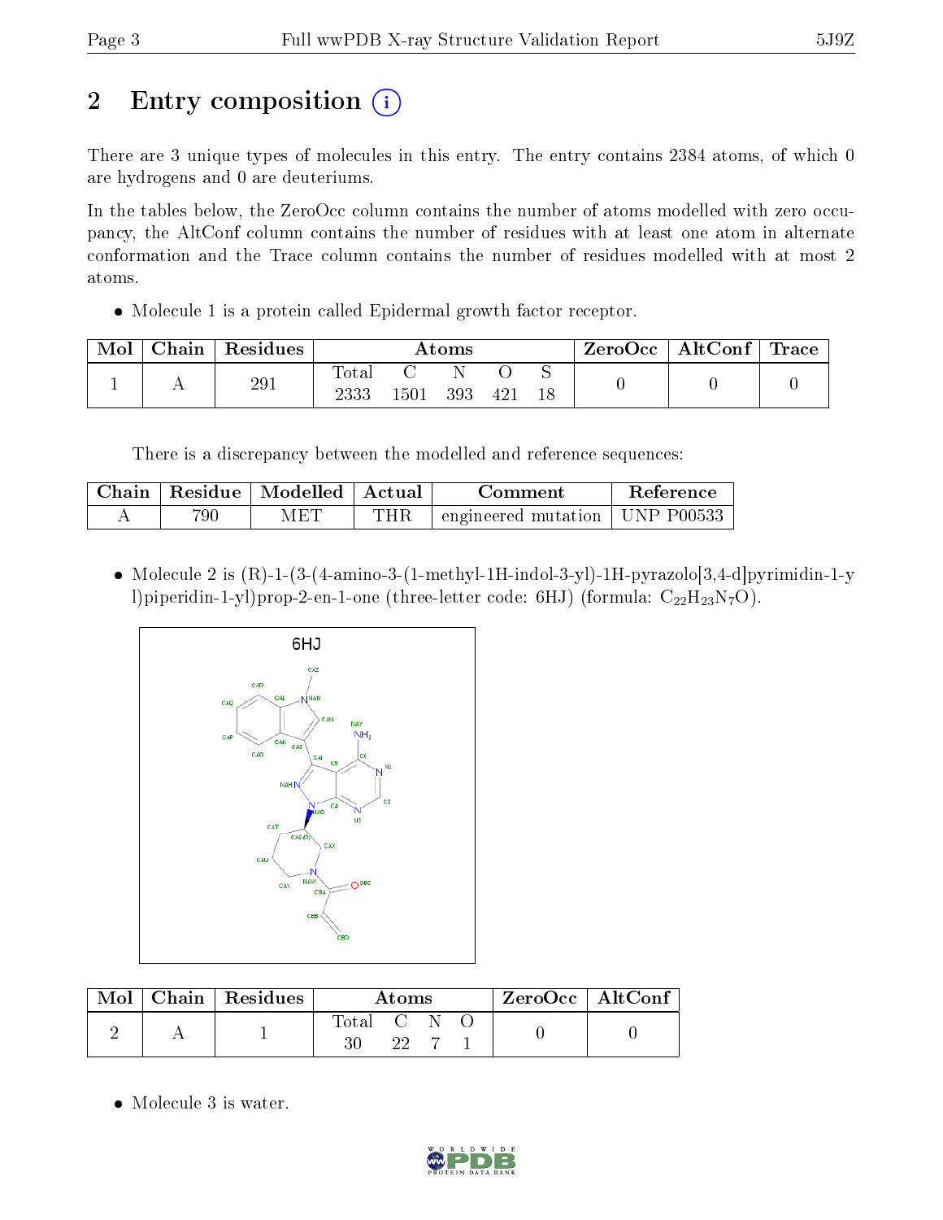# 2 Entry composition

There are 3 unique types of molecules in this entry. The entry contains 2384 atoms, of which 0 are hydrogens and 0 are deuteriums.

In the tables below, the ZeroOcc column contains the number of atoms modelled with zero occupancy, the AltConf column contains the number of residues with at least one atom in alternate conformation and the Trace column contains the number of residues modelled with at most 2 atoms.

- Molecule 1 is a protein called Epidermal growth factor receptor.

| Mol | Chain | Residues | Atoms | | | | | ZeroOcc | AltConf | Trace |
|---|---|---|---|---|---|---|---|---|---|---|
| | | | Total | C | N | O | S | | | |
| 1 | A | 291 | 2333 | 1501 | 393 | 421 | 18 | 0 | 0 | 0 |

There is a discrepancy between the modelled and reference sequences:

| Chain | Residue | Modelled | Actual | Comment | Reference |
|---|---|---|---|---|---|
| A | 790 | MET | THR | engineered mutation | UNP P00533 |

- Molecule 2 is (R)-1-(3-(4-amino-3-(1-methyl-1H-indol-3-yl)-1H-pyrazolo[3,4-d]pyrimidin-1-yl)piperidin-1-yl)prop-2-en-1-one (three-letter code: 6HJ) (formula: $C_{22}H_{23}N_7O$).

| Mol | Chain | Residues | Atoms | | | | ZeroOcc | AltConf |
|---|---|---|---|---|---|---|---|---|
| | | | Total | C | N | O | | |
| 2 | A | 1 | 30 | 22 | 7 | 1 | 0 | 0 |

- Molecule 3 is water.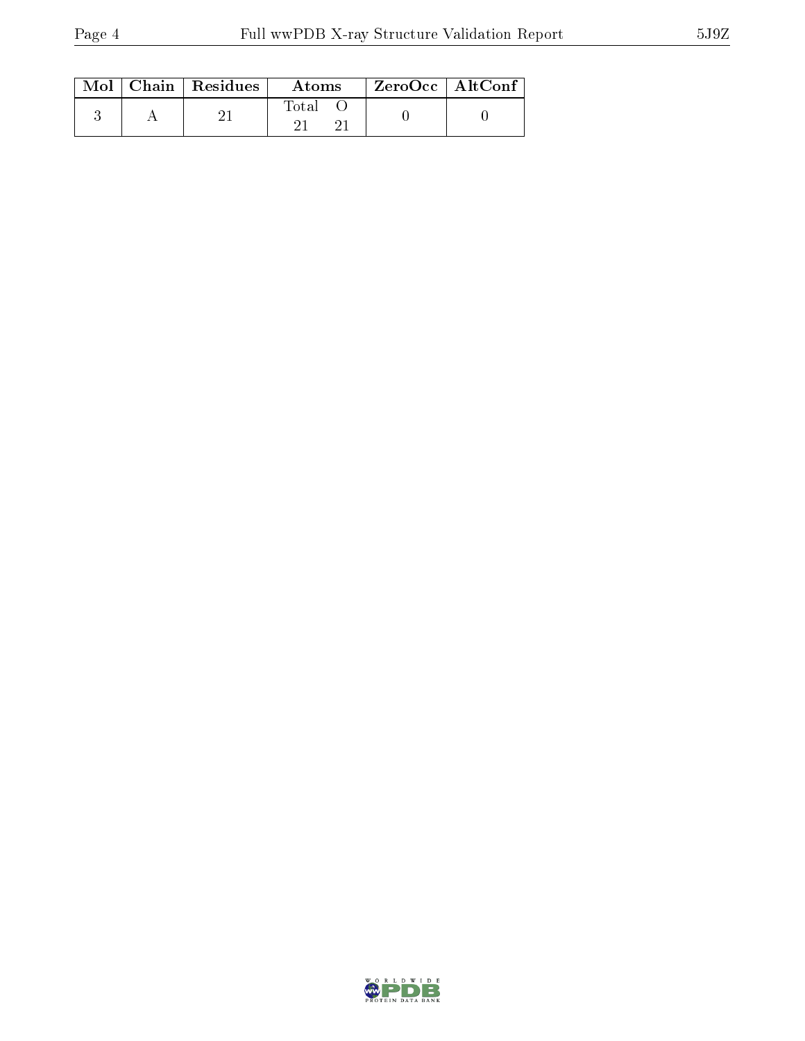| Mol | Chain | Residues | Atoms | | ZeroOcc | AltConf |
|---|---|---|---|---|---|---|
| | | | Total | O | | |
| 3 | A | 21 | 21 | 21 | 0 | 0 |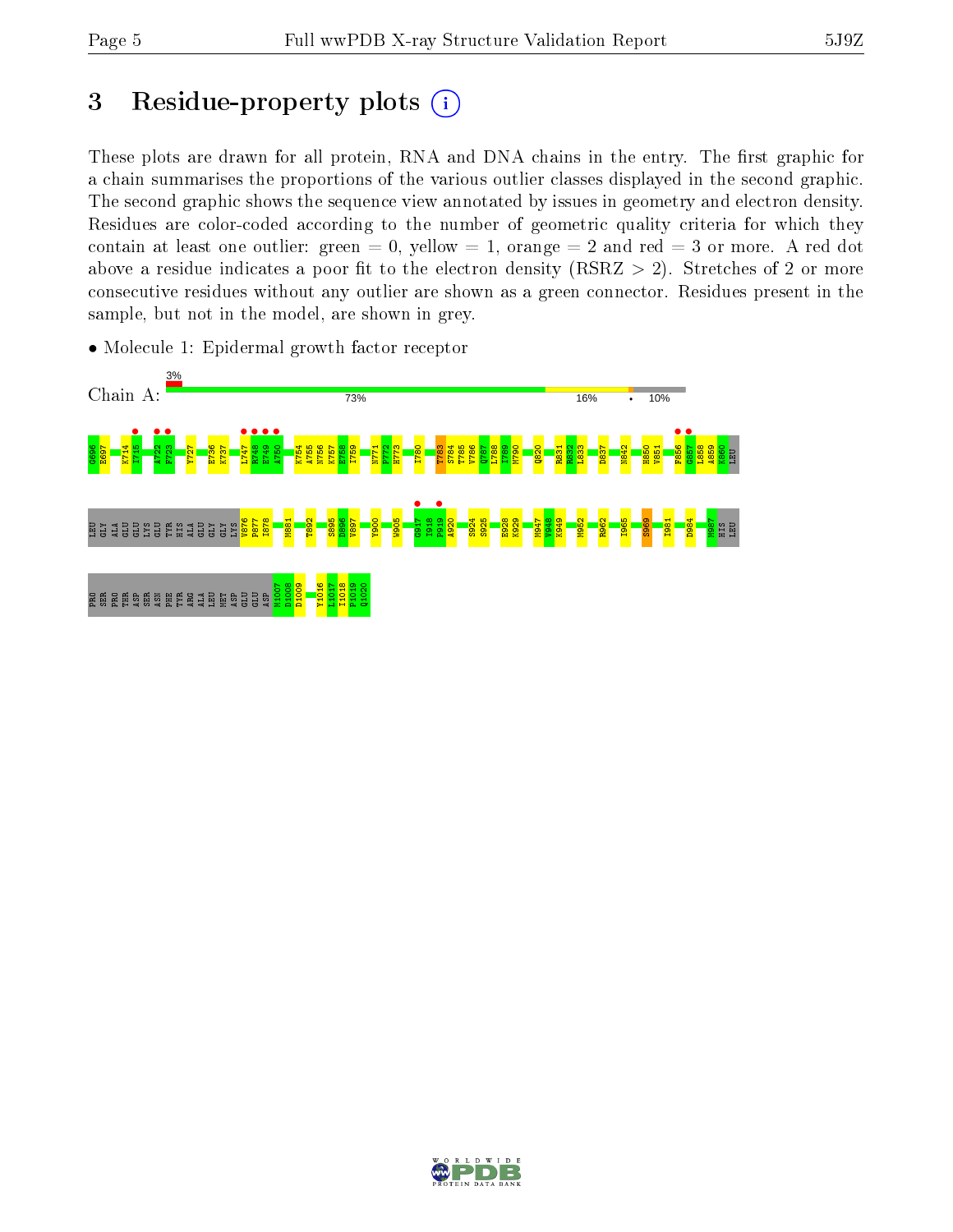# 3 Residue-property plots

These plots are drawn for all protein, RNA and DNA chains in the entry. The first graphic for a chain summarises the proportions of the various outlier classes displayed in the second graphic. The second graphic shows the sequence view annotated by issues in geometry and electron density. Residues are color-coded according to the number of geometric quality criteria for which they contain at least one outlier: green = 0, yellow = 1, orange = 2 and red = 3 or more. A red dot above a residue indicates a poor fit to the electron density (RSRZ > 2). Stretches of 2 or more consecutive residues without any outlier are shown as a green connector. Residues present in the sample, but not in the model, are shown in grey.

- Molecule 1: Epidermal growth factor receptor

Chain A: 3% | 73% | 16% | • | 10%

G696 E697 K714 I715 A722 F723 Y727 E736 K737 L747 R748 E749 A750 K754 A755 N756 K757 E758 I759 N771 P772 H773 I780 T783 S784 T785 V786 Q787 L788 I789 M790 Q820 R831 R832 L833 D837 N842 H850 V851 F856 G857 L858 A859 K860 LEU

LEU GLY ALA GLU GLU LYS GLU TYR HIS ALA GLU GLY GLY LYS V876 P877 I878 M881 T892 S895 D896 V897 Y900 W905 G917 I918 P919 A920 S924 S925 E928 K929 M947 V948 K949 M952 R962 I965 S969 I981 D984 M987 HIS LEU

PRO SER PRO THR ASP SER ASN PHE TYR ARG ALA LEU MET ASP GLU GLU ASP M1007 D1008 D1009 Y1016 L1017 I1018 P1019 Q1020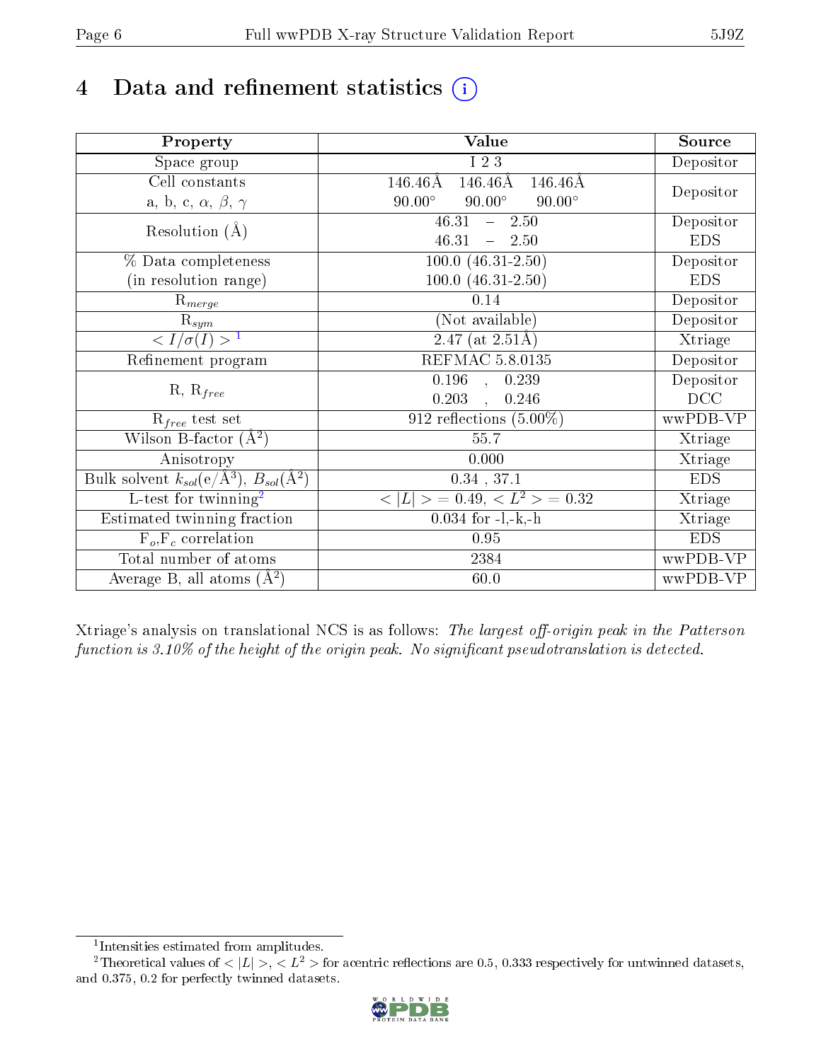# 4 Data and refinement statistics (i)

| Property | Value | Source |
|---|---|---|
| Space group | I 2 3 | Depositor |
| Cell constants<br>a, b, c, $\alpha$, $\beta$, $\gamma$ | 146.46Å 146.46Å 146.46Å<br>90.00° 90.00° 90.00° | Depositor |
| Resolution (Å) | 46.31 – 2.50<br>46.31 – 2.50 | Depositor<br>EDS |
| % Data completeness<br>(in resolution range) | 100.0 (46.31-2.50)<br>100.0 (46.31-2.50) | Depositor<br>EDS |
| $R_{merge}$ | 0.14 | Depositor |
| $R_{sym}$ | (Not available) | Depositor |
| $< I/\sigma(I) >$ [1] | 2.47 (at 2.51Å) | Xtriage |
| Refinement program | REFMAC 5.8.0135 | Depositor |
| R, $R_{free}$ | 0.196 , 0.239<br>0.203 , 0.246 | Depositor<br>DCC |
| $R_{free}$ test set | 912 reflections (5.00%) | wwPDB-VP |
| Wilson B-factor (Å$^2$) | 55.7 | Xtriage |
| Anisotropy | 0.000 | Xtriage |
| Bulk solvent $k_{sol}$(e/Å$^3$), $B_{sol}$(Å$^2$) | 0.34 , 37.1 | EDS |
| L-test for twinning[2] | $< \|L\| >$ = 0.49, $< L^2 >$ = 0.32 | Xtriage |
| Estimated twinning fraction | 0.034 for -l,-k,-h | Xtriage |
| $F_o$,$F_c$ correlation | 0.95 | EDS |
| Total number of atoms | 2384 | wwPDB-VP |
| Average B, all atoms (Å$^2$) | 60.0 | wwPDB-VP |

Xtriage's analysis on translational NCS is as follows: *The largest off-origin peak in the Patterson function is 3.10% of the height of the origin peak. No significant pseudotranslation is detected.*

[1] Intensities estimated from amplitudes.

[2] Theoretical values of $< |L| >$, $< L^2 >$ for acentric reflections are 0.5, 0.333 respectively for untwinned datasets, and 0.375, 0.2 for perfectly twinned datasets.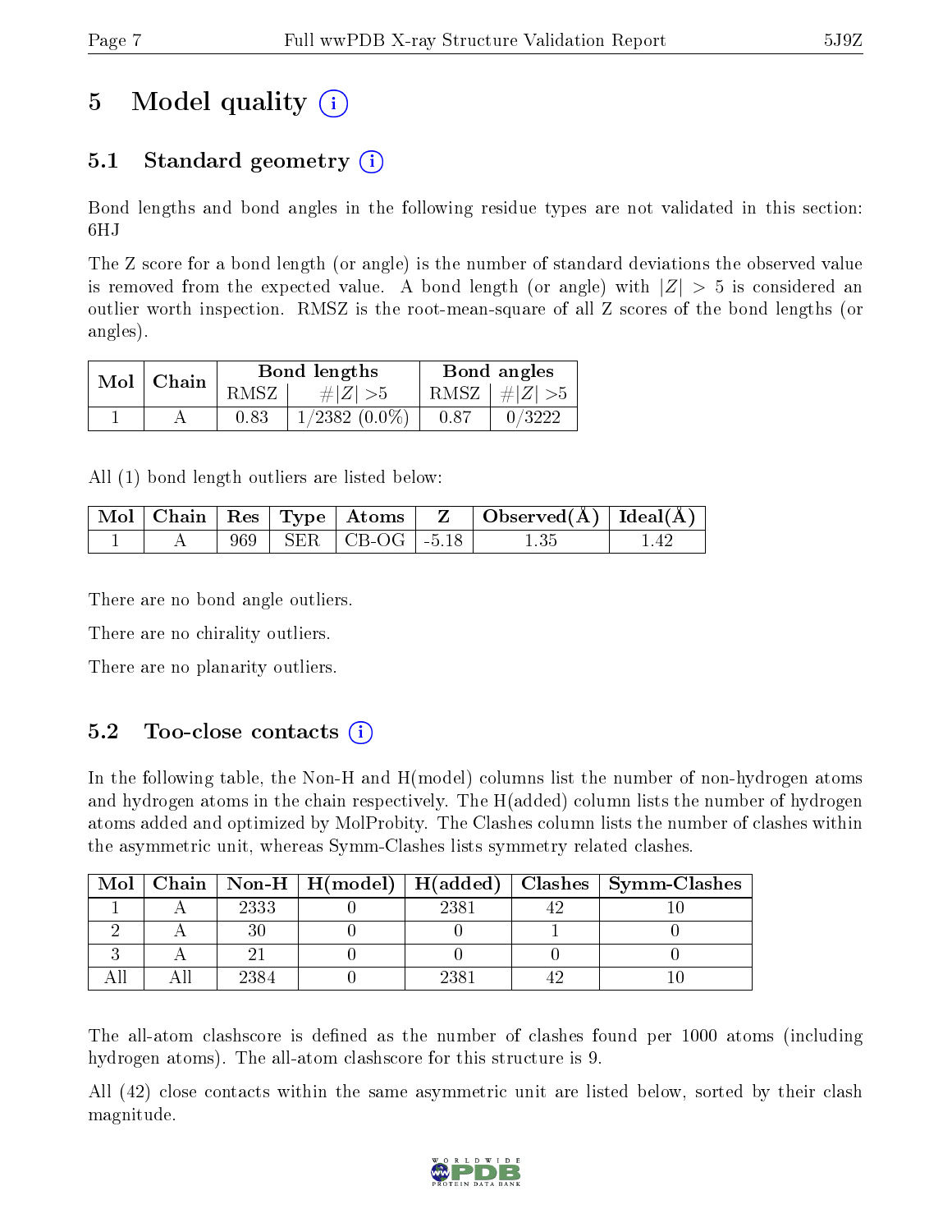# 5 Model quality (i)

## 5.1 Standard geometry (i)

Bond lengths and bond angles in the following residue types are not validated in this section: 6HJ

The Z score for a bond length (or angle) is the number of standard deviations the observed value is removed from the expected value. A bond length (or angle) with $|Z| > 5$ is considered an outlier worth inspection. RMSZ is the root-mean-square of all Z scores of the bond lengths (or angles).

| Mol | Chain | Bond lengths | | Bond angles | |
|---|---|---|---|---|---|
| | | RMSZ | $\#|Z|>5$ | RMSZ | $\#|Z|>5$ |
| 1 | A | 0.83 | 1/2382 (0.0%) | 0.87 | 0/3222 |

All (1) bond length outliers are listed below:

| Mol | Chain | Res | Type | Atoms | Z | Observed(Å) | Ideal(Å) |
|---|---|---|---|---|---|---|---|
| 1 | A | 969 | SER | CB-OG | -5.18 | 1.35 | 1.42 |

There are no bond angle outliers.

There are no chirality outliers.

There are no planarity outliers.

## 5.2 Too-close contacts (i)

In the following table, the Non-H and H(model) columns list the number of non-hydrogen atoms and hydrogen atoms in the chain respectively. The H(added) column lists the number of hydrogen atoms added and optimized by MolProbity. The Clashes column lists the number of clashes within the asymmetric unit, whereas Symm-Clashes lists symmetry related clashes.

| Mol | Chain | Non-H | H(model) | H(added) | Clashes | Symm-Clashes |
|---|---|---|---|---|---|---|
| 1 | A | 2333 | 0 | 2381 | 42 | 10 |
| 2 | A | 30 | 0 | 0 | 1 | 0 |
| 3 | A | 21 | 0 | 0 | 0 | 0 |
| All | All | 2384 | 0 | 2381 | 42 | 10 |

The all-atom clashscore is defined as the number of clashes found per 1000 atoms (including hydrogen atoms). The all-atom clashscore for this structure is 9.

All (42) close contacts within the same asymmetric unit are listed below, sorted by their clash magnitude.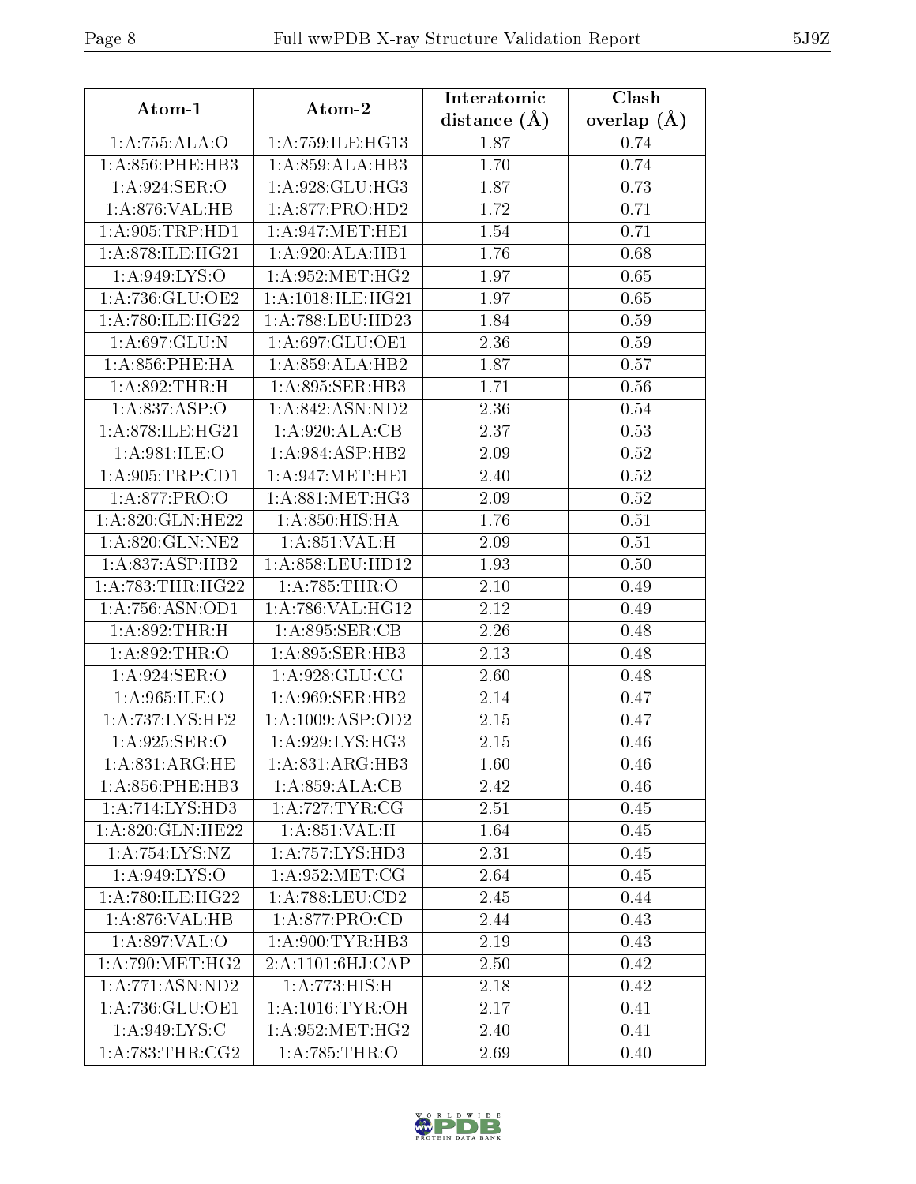| Atom-1 | Atom-2 | Interatomic distance (Å) | Clash overlap (Å) |
|---|---|---|---|
| 1:A:755:ALA:O | 1:A:759:ILE:HG13 | 1.87 | 0.74 |
| 1:A:856:PHE:HB3 | 1:A:859:ALA:HB3 | 1.70 | 0.74 |
| 1:A:924:SER:O | 1:A:928:GLU:HG3 | 1.87 | 0.73 |
| 1:A:876:VAL:HB | 1:A:877:PRO:HD2 | 1.72 | 0.71 |
| 1:A:905:TRP:HD1 | 1:A:947:MET:HE1 | 1.54 | 0.71 |
| 1:A:878:ILE:HG21 | 1:A:920:ALA:HB1 | 1.76 | 0.68 |
| 1:A:949:LYS:O | 1:A:952:MET:HG2 | 1.97 | 0.65 |
| 1:A:736:GLU:OE2 | 1:A:1018:ILE:HG21 | 1.97 | 0.65 |
| 1:A:780:ILE:HG22 | 1:A:788:LEU:HD23 | 1.84 | 0.59 |
| 1:A:697:GLU:N | 1:A:697:GLU:OE1 | 2.36 | 0.59 |
| 1:A:856:PHE:HA | 1:A:859:ALA:HB2 | 1.87 | 0.57 |
| 1:A:892:THR:H | 1:A:895:SER:HB3 | 1.71 | 0.56 |
| 1:A:837:ASP:O | 1:A:842:ASN:ND2 | 2.36 | 0.54 |
| 1:A:878:ILE:HG21 | 1:A:920:ALA:CB | 2.37 | 0.53 |
| 1:A:981:ILE:O | 1:A:984:ASP:HB2 | 2.09 | 0.52 |
| 1:A:905:TRP:CD1 | 1:A:947:MET:HE1 | 2.40 | 0.52 |
| 1:A:877:PRO:O | 1:A:881:MET:HG3 | 2.09 | 0.52 |
| 1:A:820:GLN:HE22 | 1:A:850:HIS:HA | 1.76 | 0.51 |
| 1:A:820:GLN:NE2 | 1:A:851:VAL:H | 2.09 | 0.51 |
| 1:A:837:ASP:HB2 | 1:A:858:LEU:HD12 | 1.93 | 0.50 |
| 1:A:783:THR:HG22 | 1:A:785:THR:O | 2.10 | 0.49 |
| 1:A:756:ASN:OD1 | 1:A:786:VAL:HG12 | 2.12 | 0.49 |
| 1:A:892:THR:H | 1:A:895:SER:CB | 2.26 | 0.48 |
| 1:A:892:THR:O | 1:A:895:SER:HB3 | 2.13 | 0.48 |
| 1:A:924:SER:O | 1:A:928:GLU:CG | 2.60 | 0.48 |
| 1:A:965:ILE:O | 1:A:969:SER:HB2 | 2.14 | 0.47 |
| 1:A:737:LYS:HE2 | 1:A:1009:ASP:OD2 | 2.15 | 0.47 |
| 1:A:925:SER:O | 1:A:929:LYS:HG3 | 2.15 | 0.46 |
| 1:A:831:ARG:HE | 1:A:831:ARG:HB3 | 1.60 | 0.46 |
| 1:A:856:PHE:HB3 | 1:A:859:ALA:CB | 2.42 | 0.46 |
| 1:A:714:LYS:HD3 | 1:A:727:TYR:CG | 2.51 | 0.45 |
| 1:A:820:GLN:HE22 | 1:A:851:VAL:H | 1.64 | 0.45 |
| 1:A:754:LYS:NZ | 1:A:757:LYS:HD3 | 2.31 | 0.45 |
| 1:A:949:LYS:O | 1:A:952:MET:CG | 2.64 | 0.45 |
| 1:A:780:ILE:HG22 | 1:A:788:LEU:CD2 | 2.45 | 0.44 |
| 1:A:876:VAL:HB | 1:A:877:PRO:CD | 2.44 | 0.43 |
| 1:A:897:VAL:O | 1:A:900:TYR:HB3 | 2.19 | 0.43 |
| 1:A:790:MET:HG2 | 2:A:1101:6HJ:CAP | 2.50 | 0.42 |
| 1:A:771:ASN:ND2 | 1:A:773:HIS:H | 2.18 | 0.42 |
| 1:A:736:GLU:OE1 | 1:A:1016:TYR:OH | 2.17 | 0.41 |
| 1:A:949:LYS:C | 1:A:952:MET:HG2 | 2.40 | 0.41 |
| 1:A:783:THR:CG2 | 1:A:785:THR:O | 2.69 | 0.40 |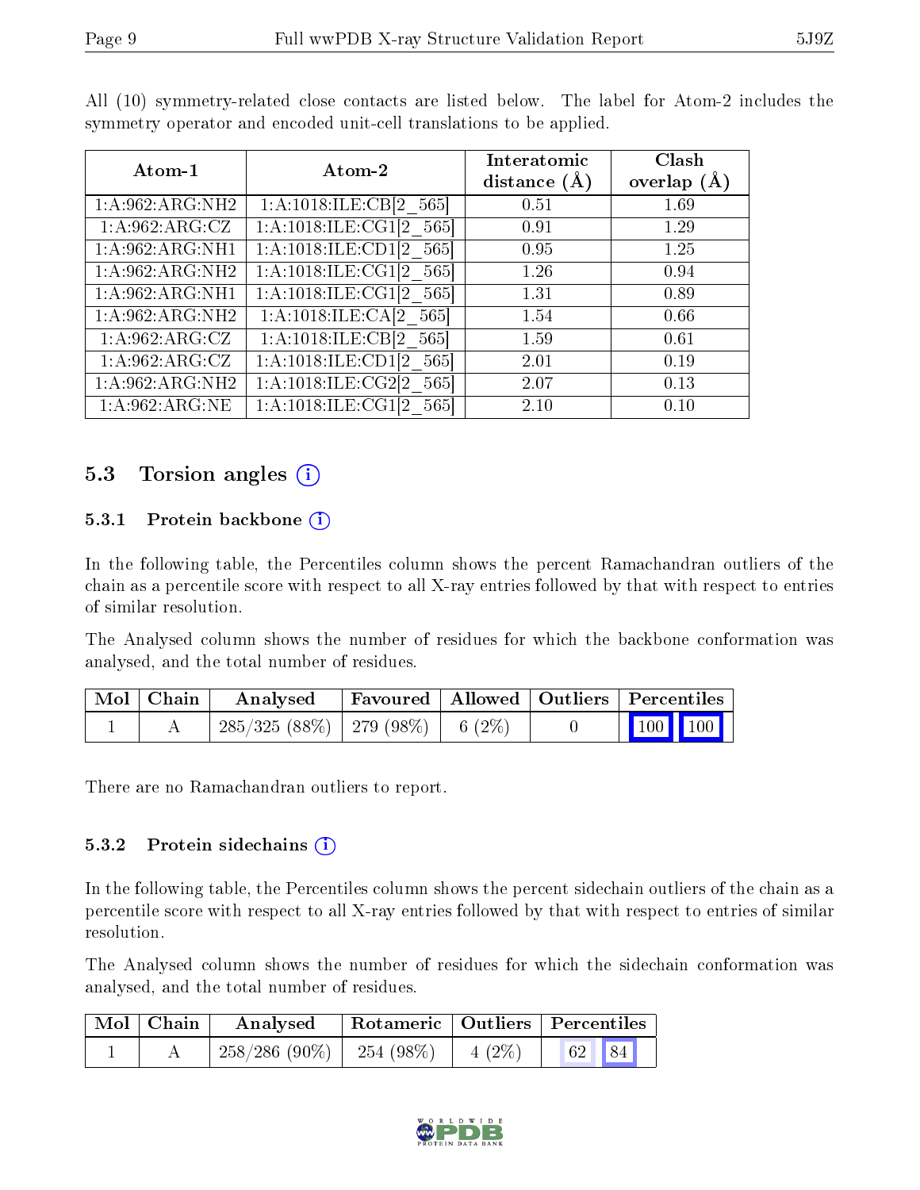All (10) symmetry-related close contacts are listed below. The label for Atom-2 includes the symmetry operator and encoded unit-cell translations to be applied.

| Atom-1 | Atom-2 | Interatomic distance (Å) | Clash overlap (Å) |
|---|---|---|---|
| 1:A:962:ARG:NH2 | 1:A:1018:ILE:CB[2_565] | 0.51 | 1.69 |
| 1:A:962:ARG:CZ | 1:A:1018:ILE:CG1[2_565] | 0.91 | 1.29 |
| 1:A:962:ARG:NH1 | 1:A:1018:ILE:CD1[2_565] | 0.95 | 1.25 |
| 1:A:962:ARG:NH2 | 1:A:1018:ILE:CG1[2_565] | 1.26 | 0.94 |
| 1:A:962:ARG:NH1 | 1:A:1018:ILE:CG1[2_565] | 1.31 | 0.89 |
| 1:A:962:ARG:NH2 | 1:A:1018:ILE:CA[2_565] | 1.54 | 0.66 |
| 1:A:962:ARG:CZ | 1:A:1018:ILE:CB[2_565] | 1.59 | 0.61 |
| 1:A:962:ARG:CZ | 1:A:1018:ILE:CD1[2_565] | 2.01 | 0.19 |
| 1:A:962:ARG:NH2 | 1:A:1018:ILE:CG2[2_565] | 2.07 | 0.13 |
| 1:A:962:ARG:NE | 1:A:1018:ILE:CG1[2_565] | 2.10 | 0.10 |

## 5.3 Torsion angles

### 5.3.1 Protein backbone

In the following table, the Percentiles column shows the percent Ramachandran outliers of the chain as a percentile score with respect to all X-ray entries followed by that with respect to entries of similar resolution.

The Analysed column shows the number of residues for which the backbone conformation was analysed, and the total number of residues.

| Mol | Chain | Analysed | Favoured | Allowed | Outliers | Percentiles |
|---|---|---|---|---|---|---|
| 1 | A | 285/325 (88%) | 279 (98%) | 6 (2%) | 0 | 100 100 |

There are no Ramachandran outliers to report.

### 5.3.2 Protein sidechains

In the following table, the Percentiles column shows the percent sidechain outliers of the chain as a percentile score with respect to all X-ray entries followed by that with respect to entries of similar resolution.

The Analysed column shows the number of residues for which the sidechain conformation was analysed, and the total number of residues.

| Mol | Chain | Analysed | Rotameric | Outliers | Percentiles |
|---|---|---|---|---|---|
| 1 | A | 258/286 (90%) | 254 (98%) | 4 (2%) | 62 84 |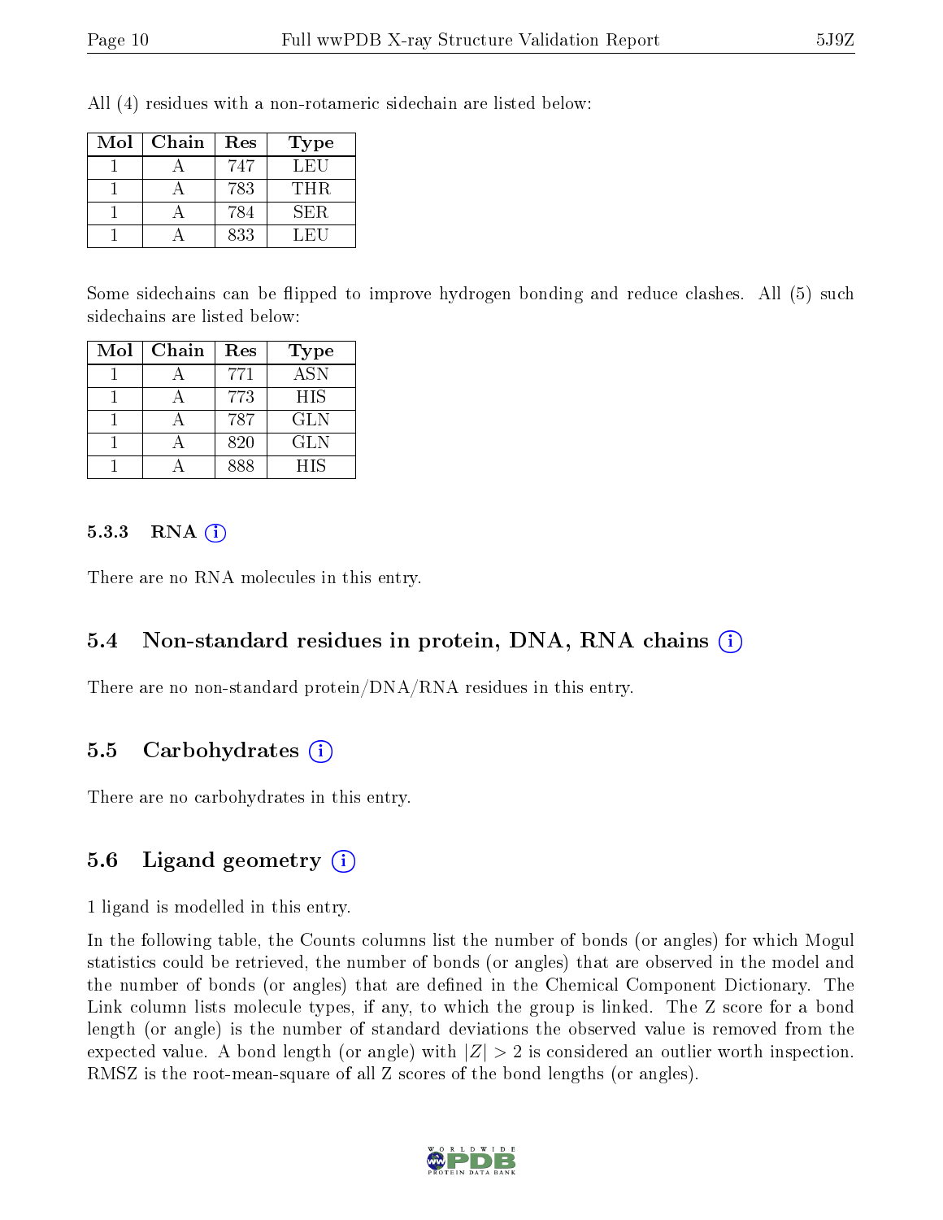All (4) residues with a non-rotameric sidechain are listed below:

| Mol | Chain | Res | Type |
|---|---|---|---|
| 1 | A | 747 | LEU |
| 1 | A | 783 | THR |
| 1 | A | 784 | SER |
| 1 | A | 833 | LEU |

Some sidechains can be flipped to improve hydrogen bonding and reduce clashes. All (5) such sidechains are listed below:

| Mol | Chain | Res | Type |
|---|---|---|---|
| 1 | A | 771 | ASN |
| 1 | A | 773 | HIS |
| 1 | A | 787 | GLN |
| 1 | A | 820 | GLN |
| 1 | A | 888 | HIS |

#### 5.3.3 RNA

There are no RNA molecules in this entry.

### 5.4 Non-standard residues in protein, DNA, RNA chains

There are no non-standard protein/DNA/RNA residues in this entry.

### 5.5 Carbohydrates

There are no carbohydrates in this entry.

### 5.6 Ligand geometry

1 ligand is modelled in this entry.

In the following table, the Counts columns list the number of bonds (or angles) for which Mogul statistics could be retrieved, the number of bonds (or angles) that are observed in the model and the number of bonds (or angles) that are defined in the Chemical Component Dictionary. The Link column lists molecule types, if any, to which the group is linked. The Z score for a bond length (or angle) is the number of standard deviations the observed value is removed from the expected value. A bond length (or angle) with $|Z| > 2$ is considered an outlier worth inspection. RMSZ is the root-mean-square of all Z scores of the bond lengths (or angles).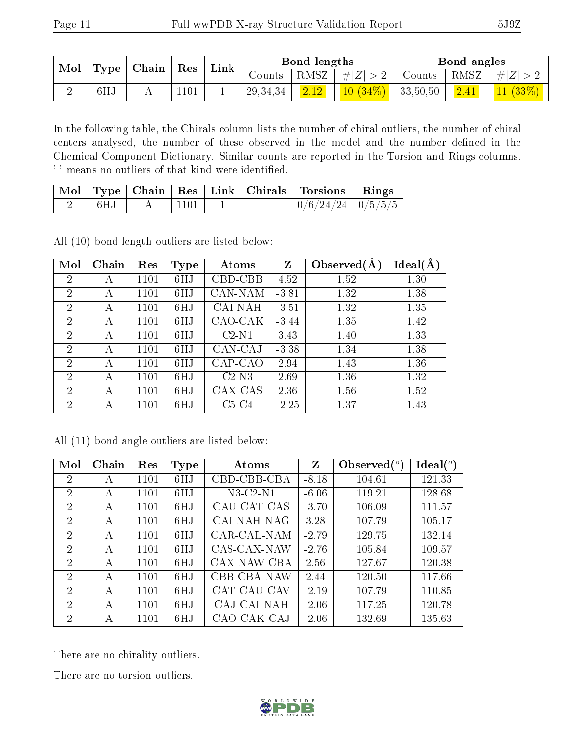| Mol | Type | Chain | Res | Link | Bond lengths | | | Bond angles | | |
|---|---|---|---|---|---|---|---|---|---|---|
| | | | | | Counts | RMSZ | $\#\|Z\| > 2$ | Counts | RMSZ | $\#\|Z\| > 2$ |
| 2 | 6HJ | A | 1101 | 1 | 29,34,34 | 2.12 | 10 (34%) | 33,50,50 | 2.41 | 11 (33%) |

In the following table, the Chirals column lists the number of chiral outliers, the number of chiral centers analysed, the number of these observed in the model and the number defined in the Chemical Component Dictionary. Similar counts are reported in the Torsion and Rings columns. '-' means no outliers of that kind were identified.

| Mol | Type | Chain | Res | Link | Chirals | Torsions | Rings |
|---|---|---|---|---|---|---|---|
| 2 | 6HJ | A | 1101 | 1 | - | 0/6/24/24 | 0/5/5/5 |

All (10) bond length outliers are listed below:

| Mol | Chain | Res | Type | Atoms | Z | Observed(Å) | Ideal(Å) |
|---|---|---|---|---|---|---|---|
| 2 | A | 1101 | 6HJ | CBD-CBB | 4.52 | 1.52 | 1.30 |
| 2 | A | 1101 | 6HJ | CAN-NAM | -3.81 | 1.32 | 1.38 |
| 2 | A | 1101 | 6HJ | CAI-NAH | -3.51 | 1.32 | 1.35 |
| 2 | A | 1101 | 6HJ | CAO-CAK | -3.44 | 1.35 | 1.42 |
| 2 | A | 1101 | 6HJ | C2-N1 | 3.43 | 1.40 | 1.33 |
| 2 | A | 1101 | 6HJ | CAN-CAJ | -3.38 | 1.34 | 1.38 |
| 2 | A | 1101 | 6HJ | CAP-CAO | 2.94 | 1.43 | 1.36 |
| 2 | A | 1101 | 6HJ | C2-N3 | 2.69 | 1.36 | 1.32 |
| 2 | A | 1101 | 6HJ | CAX-CAS | 2.36 | 1.56 | 1.52 |
| 2 | A | 1101 | 6HJ | C5-C4 | -2.25 | 1.37 | 1.43 |

All (11) bond angle outliers are listed below:

| Mol | Chain | Res | Type | Atoms | Z | Observed(°) | Ideal(°) |
|---|---|---|---|---|---|---|---|
| 2 | A | 1101 | 6HJ | CBD-CBB-CBA | -8.18 | 104.61 | 121.33 |
| 2 | A | 1101 | 6HJ | N3-C2-N1 | -6.06 | 119.21 | 128.68 |
| 2 | A | 1101 | 6HJ | CAU-CAT-CAS | -3.70 | 106.09 | 111.57 |
| 2 | A | 1101 | 6HJ | CAI-NAH-NAG | 3.28 | 107.79 | 105.17 |
| 2 | A | 1101 | 6HJ | CAR-CAL-NAM | -2.79 | 129.75 | 132.14 |
| 2 | A | 1101 | 6HJ | CAS-CAX-NAW | -2.76 | 105.84 | 109.57 |
| 2 | A | 1101 | 6HJ | CAX-NAW-CBA | 2.56 | 127.67 | 120.38 |
| 2 | A | 1101 | 6HJ | CBB-CBA-NAW | 2.44 | 120.50 | 117.66 |
| 2 | A | 1101 | 6HJ | CAT-CAU-CAV | -2.19 | 107.79 | 110.85 |
| 2 | A | 1101 | 6HJ | CAJ-CAI-NAH | -2.06 | 117.25 | 120.78 |
| 2 | A | 1101 | 6HJ | CAO-CAK-CAJ | -2.06 | 132.69 | 135.63 |

There are no chirality outliers.

There are no torsion outliers.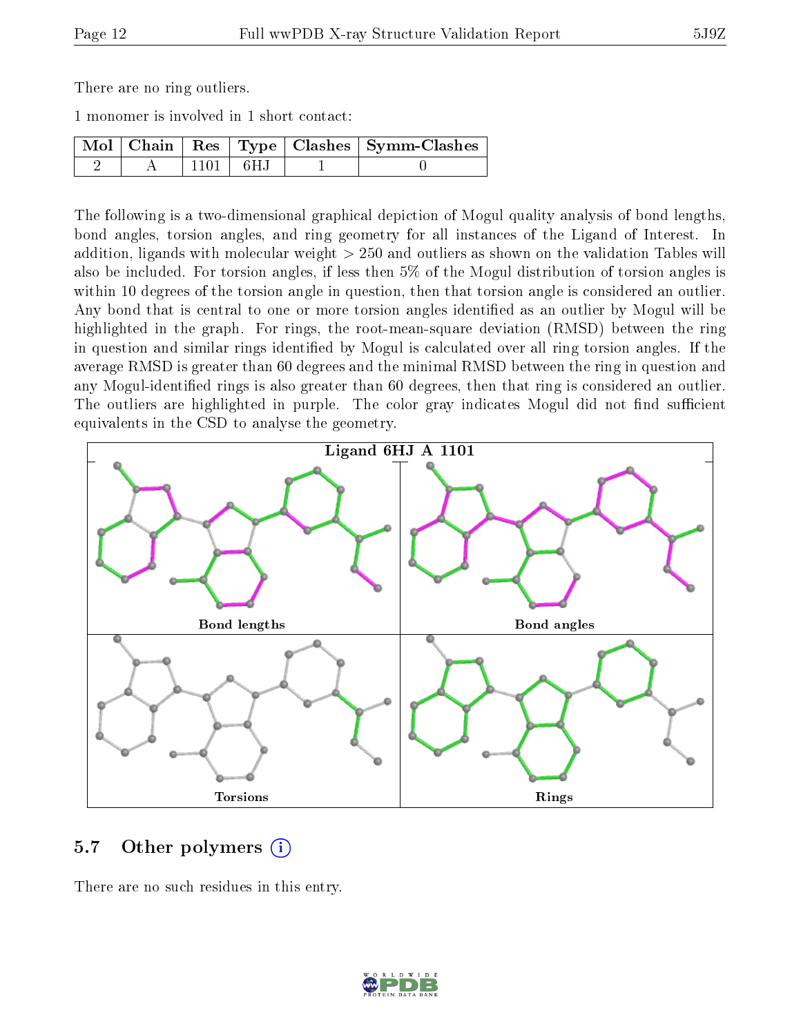There are no ring outliers.

1 monomer is involved in 1 short contact:

| Mol | Chain | Res | Type | Clashes | Symm-Clashes |
|---|---|---|---|---|---|
| 2 | A | 1101 | 6HJ | 1 | 0 |

The following is a two-dimensional graphical depiction of Mogul quality analysis of bond lengths, bond angles, torsion angles, and ring geometry for all instances of the Ligand of Interest. In addition, ligands with molecular weight > 250 and outliers as shown on the validation Tables will also be included. For torsion angles, if less then 5% of the Mogul distribution of torsion angles is within 10 degrees of the torsion angle in question, then that torsion angle is considered an outlier. Any bond that is central to one or more torsion angles identified as an outlier by Mogul will be highlighted in the graph. For rings, the root-mean-square deviation (RMSD) between the ring in question and similar rings identified by Mogul is calculated over all ring torsion angles. If the average RMSD is greater than 60 degrees and the minimal RMSD between the ring in question and any Mogul-identified rings is also greater than 60 degrees, then that ring is considered an outlier. The outliers are highlighted in purple. The color gray indicates Mogul did not find sufficient equivalents in the CSD to analyse the geometry.

Ligand 6HJ A 1101

Bond lengths

Bond angles

Torsions

Rings

## 5.7 Other polymers

There are no such residues in this entry.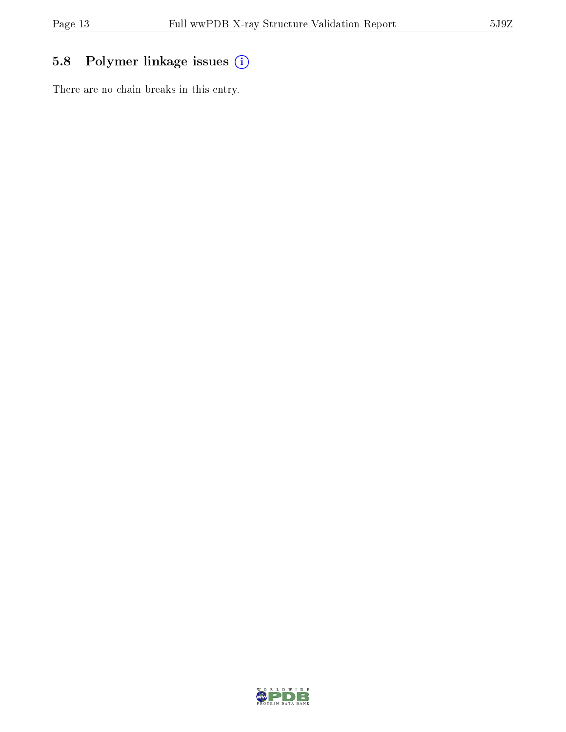## 5.8 Polymer linkage issues

There are no chain breaks in this entry.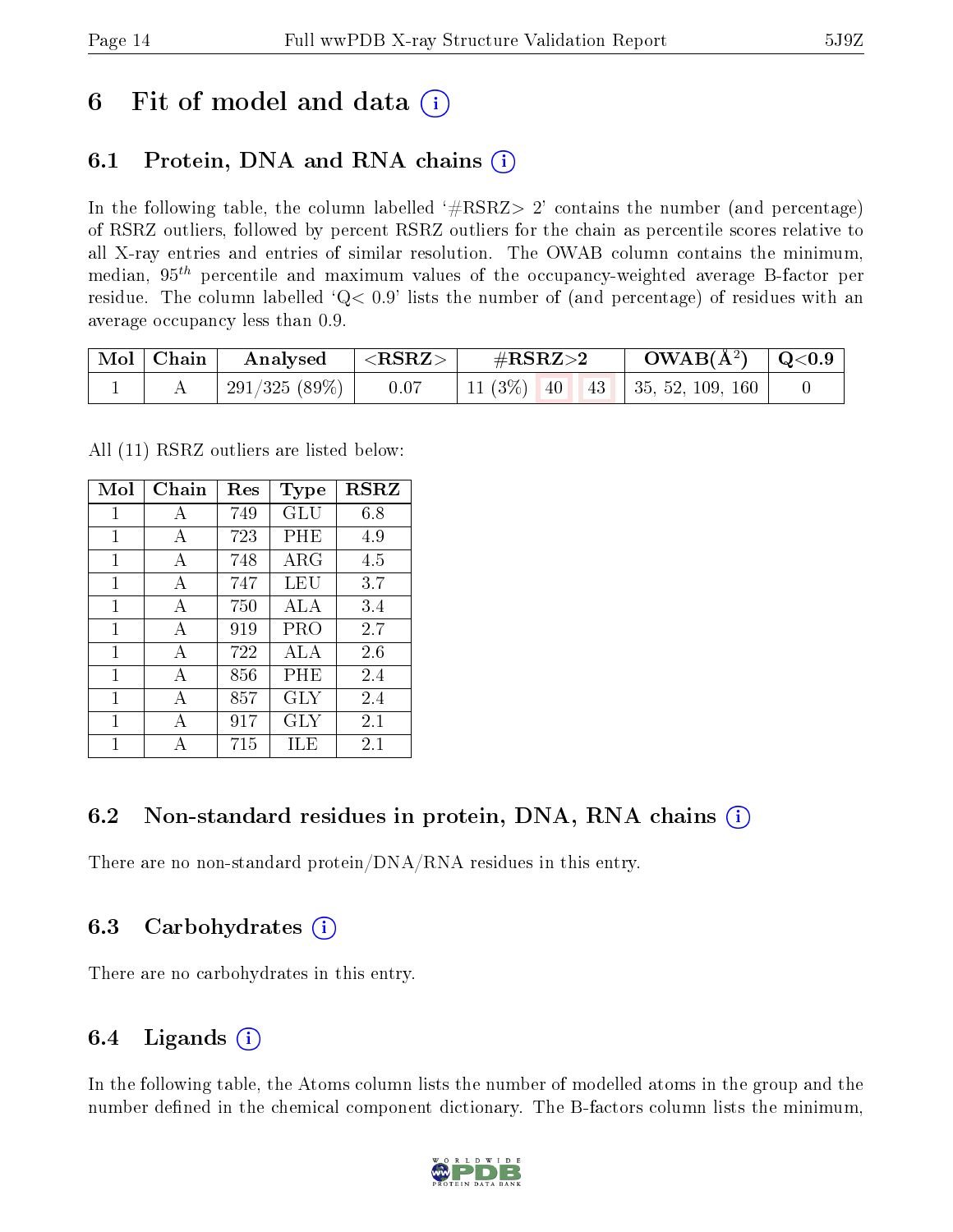# 6 Fit of model and data

## 6.1 Protein, DNA and RNA chains

In the following table, the column labelled '#RSRZ> 2' contains the number (and percentage) of RSRZ outliers, followed by percent RSRZ outliers for the chain as percentile scores relative to all X-ray entries and entries of similar resolution. The OWAB column contains the minimum, median, $95^{th}$ percentile and maximum values of the occupancy-weighted average B-factor per residue. The column labelled 'Q< 0.9' lists the number of (and percentage) of residues with an average occupancy less than 0.9.

| Mol | Chain | Analysed | <RSRZ> | #RSRZ>2 | | | OWAB(Å$^2$) | Q<0.9 |
|---|---|---|---|---|---|---|---|---|
| 1 | A | 291/325 (89%) | 0.07 | 11 (3%) | 40 | 43 | 35, 52, 109, 160 | 0 |

All (11) RSRZ outliers are listed below:

| Mol | Chain | Res | Type | RSRZ |
|---|---|---|---|---|
| 1 | A | 749 | GLU | 6.8 |
| 1 | A | 723 | PHE | 4.9 |
| 1 | A | 748 | ARG | 4.5 |
| 1 | A | 747 | LEU | 3.7 |
| 1 | A | 750 | ALA | 3.4 |
| 1 | A | 919 | PRO | 2.7 |
| 1 | A | 722 | ALA | 2.6 |
| 1 | A | 856 | PHE | 2.4 |
| 1 | A | 857 | GLY | 2.4 |
| 1 | A | 917 | GLY | 2.1 |
| 1 | A | 715 | ILE | 2.1 |

## 6.2 Non-standard residues in protein, DNA, RNA chains

There are no non-standard protein/DNA/RNA residues in this entry.

## 6.3 Carbohydrates

There are no carbohydrates in this entry.

## 6.4 Ligands

In the following table, the Atoms column lists the number of modelled atoms in the group and the number defined in the chemical component dictionary. The B-factors column lists the minimum,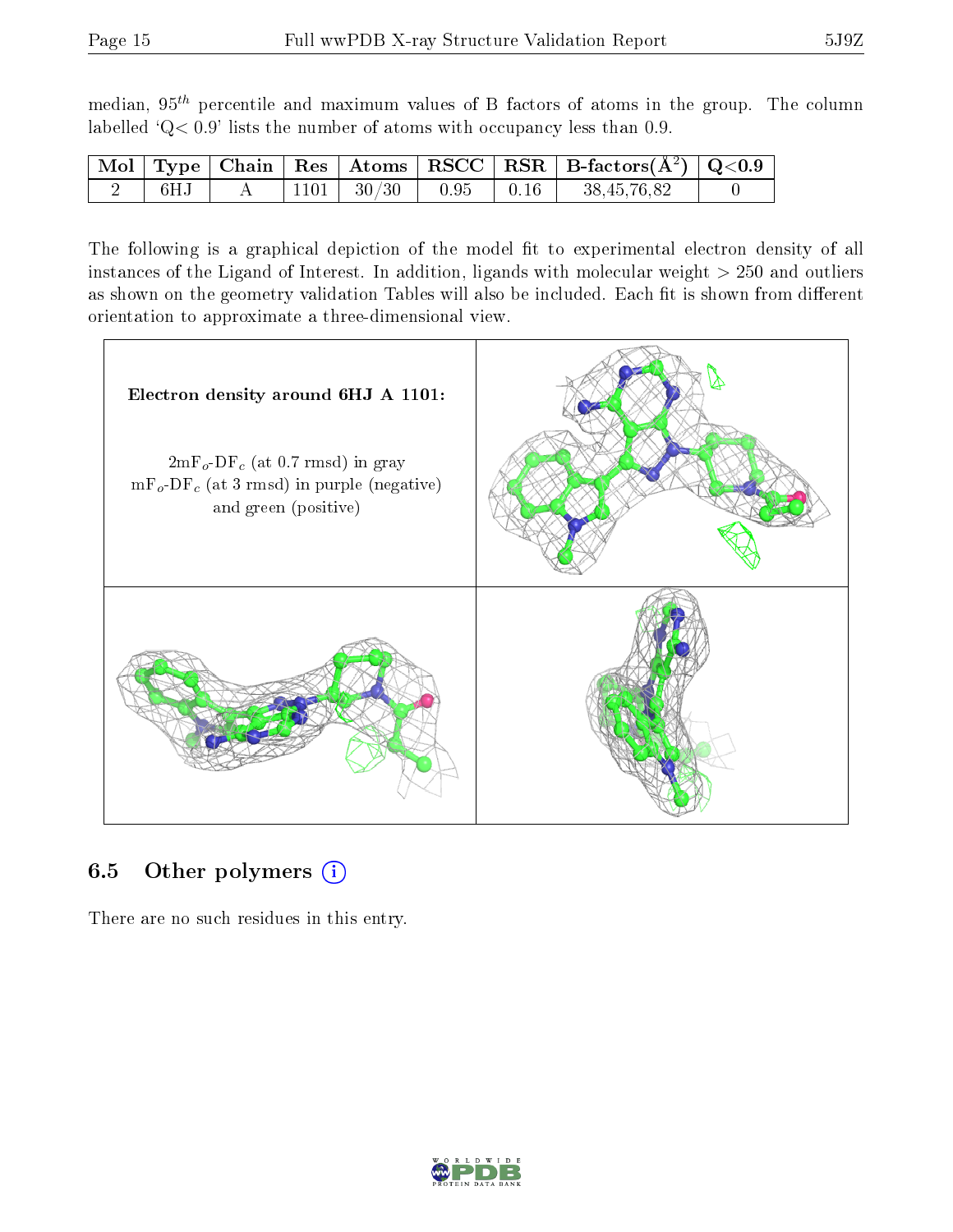median, $95^{th}$ percentile and maximum values of B factors of atoms in the group. The column labelled 'Q< 0.9' lists the number of atoms with occupancy less than 0.9.

| Mol | Type | Chain | Res | Atoms | RSCC | RSR | B-factors($Å^2$) | Q<0.9 |
|---|---|---|---|---|---|---|---|---|
| 2 | 6HJ | A | 1101 | 30/30 | 0.95 | 0.16 | 38,45,76,82 | 0 |

The following is a graphical depiction of the model fit to experimental electron density of all instances of the Ligand of Interest. In addition, ligands with molecular weight > 250 and outliers as shown on the geometry validation Tables will also be included. Each fit is shown from different orientation to approximate a three-dimensional view.

**Electron density around 6HJ A 1101:**

$2mF_o$-$DF_c$ (at 0.7 rmsd) in gray
$mF_o$-$DF_c$ (at 3 rmsd) in purple (negative) and green (positive)

## 6.5 Other polymers

There are no such residues in this entry.